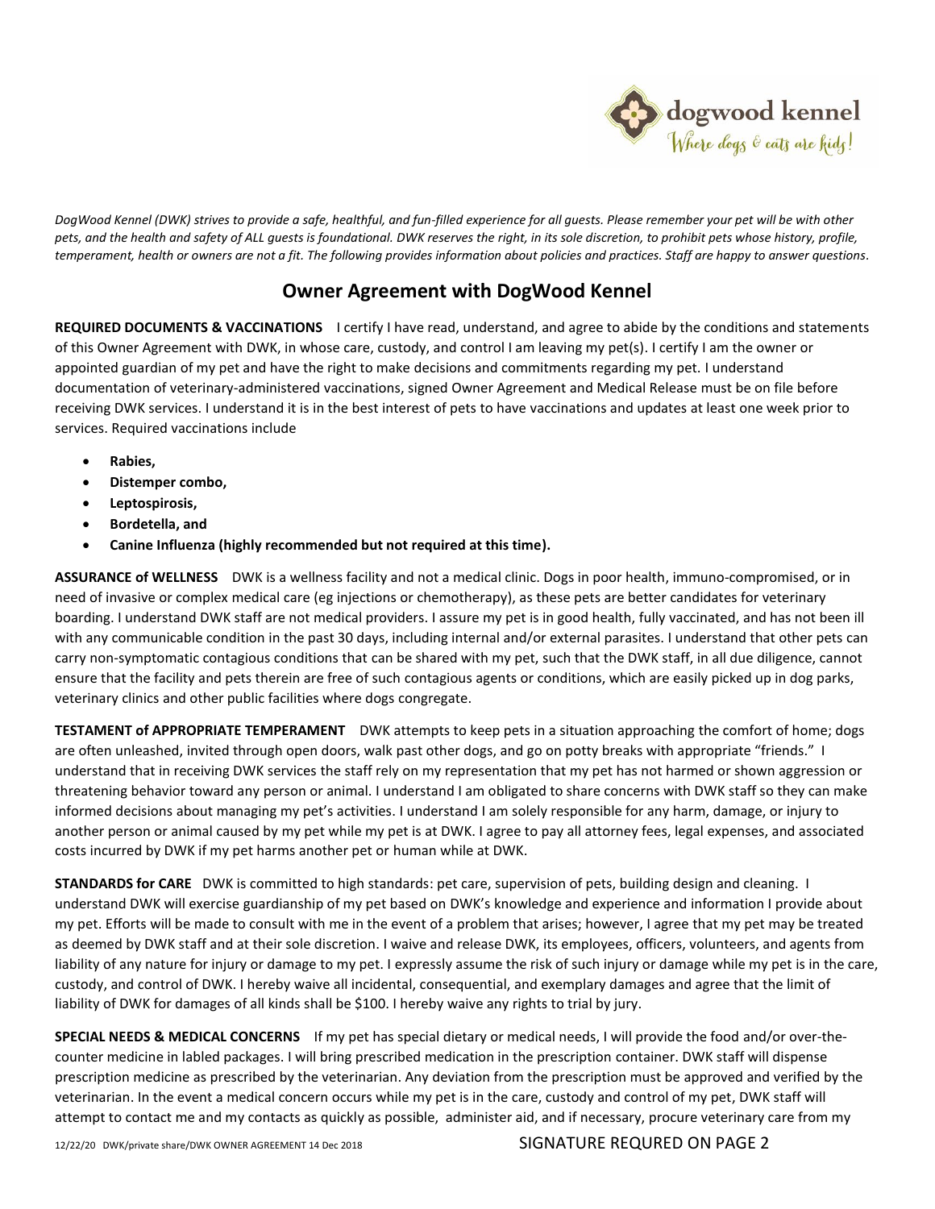dogwood kennel

*Where dogs & cats are kids!*

*DogWood Kennel (DWK) strives to provide a safe, healthful, and fun-filled experience for all guests. Please remember your pet will be with other pets, and the health and safety of ALL guests is foundational. DWK reserves the right, in its sole discretion, to prohibit pets whose history, profile, temperament, health or owners are not a fit. The following provides information about policies and practices. Staff are happy to answer questions.*

## Owner Agreement with DogWood Kennel

**REQUIRED DOCUMENTS & VACCINATIONS** I certify I have read, understand, and agree to abide by the conditions and statements of this Owner Agreement with DWK, in whose care, custody, and control I am leaving my pet(s). I certify I am the owner or appointed guardian of my pet and have the right to make decisions and commitments regarding my pet. I understand documentation of veterinary-administered vaccinations, signed Owner Agreement and Medical Release must be on file before receiving DWK services. I understand it is in the best interest of pets to have vaccinations and updates at least one week prior to services. Required vaccinations include

- **Rabies,**
- **Distemper combo,**
- **Leptospirosis,**
- **Bordetella, and**
- **Canine Influenza (highly recommended but not required at this time).**

**ASSURANCE of WELLNESS** DWK is a wellness facility and not a medical clinic. Dogs in poor health, immuno-compromised, or in need of invasive or complex medical care (eg injections or chemotherapy), as these pets are better candidates for veterinary boarding. I understand DWK staff are not medical providers. I assure my pet is in good health, fully vaccinated, and has not been ill with any communicable condition in the past 30 days, including internal and/or external parasites. I understand that other pets can carry non-symptomatic contagious conditions that can be shared with my pet, such that the DWK staff, in all due diligence, cannot ensure that the facility and pets therein are free of such contagious agents or conditions, which are easily picked up in dog parks, veterinary clinics and other public facilities where dogs congregate.

**TESTAMENT of APPROPRIATE TEMPERAMENT** DWK attempts to keep pets in a situation approaching the comfort of home; dogs are often unleashed, invited through open doors, walk past other dogs, and go on potty breaks with appropriate "friends." I understand that in receiving DWK services the staff rely on my representation that my pet has not harmed or shown aggression or threatening behavior toward any person or animal. I understand I am obligated to share concerns with DWK staff so they can make informed decisions about managing my pet's activities. I understand I am solely responsible for any harm, damage, or injury to another person or animal caused by my pet while my pet is at DWK. I agree to pay all attorney fees, legal expenses, and associated costs incurred by DWK if my pet harms another pet or human while at DWK.

**STANDARDS for CARE** DWK is committed to high standards: pet care, supervision of pets, building design and cleaning. I understand DWK will exercise guardianship of my pet based on DWK's knowledge and experience and information I provide about my pet. Efforts will be made to consult with me in the event of a problem that arises; however, I agree that my pet may be treated as deemed by DWK staff and at their sole discretion. I waive and release DWK, its employees, officers, volunteers, and agents from liability of any nature for injury or damage to my pet. I expressly assume the risk of such injury or damage while my pet is in the care, custody, and control of DWK. I hereby waive all incidental, consequential, and exemplary damages and agree that the limit of liability of DWK for damages of all kinds shall be $100. I hereby waive any rights to trial by jury.

**SPECIAL NEEDS & MEDICAL CONCERNS** If my pet has special dietary or medical needs, I will provide the food and/or over-the-counter medicine in labled packages. I will bring prescribed medication in the prescription container. DWK staff will dispense prescription medicine as prescribed by the veterinarian. Any deviation from the prescription must be approved and verified by the veterinarian. In the event a medical concern occurs while my pet is in the care, custody and control of my pet, DWK staff will attempt to contact me and my contacts as quickly as possible, administer aid, and if necessary, procure veterinary care from my

12/22/20 DWK/private share/DWK OWNER AGREEMENT 14 Dec 2018 SIGNATURE REQURED ON PAGE 2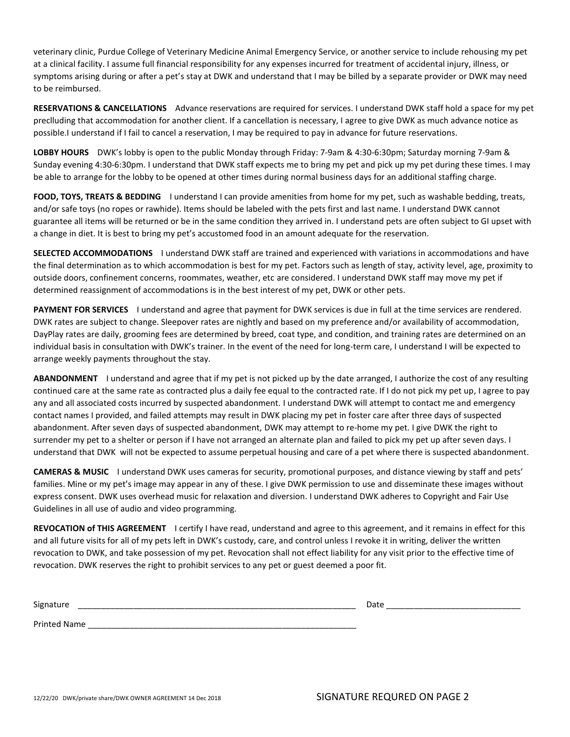veterinary clinic, Purdue College of Veterinary Medicine Animal Emergency Service, or another service to include rehousing my pet at a clinical facility. I assume full financial responsibility for any expenses incurred for treatment of accidental injury, illness, or symptoms arising during or after a pet's stay at DWK and understand that I may be billed by a separate provider or DWK may need to be reimbursed.

**RESERVATIONS & CANCELLATIONS** Advance reservations are required for services. I understand DWK staff hold a space for my pet preclluding that accommodation for another client. If a cancellation is necessary, I agree to give DWK as much advance notice as possible.I understand if I fail to cancel a reservation, I may be required to pay in advance for future reservations.

**LOBBY HOURS** DWK's lobby is open to the public Monday through Friday: 7-9am & 4:30-6:30pm; Saturday morning 7-9am & Sunday evening 4:30-6:30pm. I understand that DWK staff expects me to bring my pet and pick up my pet during these times. I may be able to arrange for the lobby to be opened at other times during normal business days for an additional staffing charge.

**FOOD, TOYS, TREATS & BEDDING** I understand I can provide amenities from home for my pet, such as washable bedding, treats, and/or safe toys (no ropes or rawhide). Items should be labeled with the pets first and last name. I understand DWK cannot guarantee all items will be returned or be in the same condition they arrived in. I understand pets are often subject to GI upset with a change in diet. It is best to bring my pet's accustomed food in an amount adequate for the reservation.

**SELECTED ACCOMMODATIONS** I understand DWK staff are trained and experienced with variations in accommodations and have the final determination as to which accommodation is best for my pet. Factors such as length of stay, activity level, age, proximity to outside doors, confinement concerns, roommates, weather, etc are considered. I understand DWK staff may move my pet if determined reassignment of accommodations is in the best interest of my pet, DWK or other pets.

**PAYMENT FOR SERVICES** I understand and agree that payment for DWK services is due in full at the time services are rendered. DWK rates are subject to change. Sleepover rates are nightly and based on my preference and/or availability of accommodation, DayPlay rates are daily, grooming fees are determined by breed, coat type, and condition, and training rates are determined on an individual basis in consultation with DWK's trainer. In the event of the need for long-term care, I understand I will be expected to arrange weekly payments throughout the stay.

**ABANDONMENT** I understand and agree that if my pet is not picked up by the date arranged, I authorize the cost of any resulting continued care at the same rate as contracted plus a daily fee equal to the contracted rate. If I do not pick my pet up, I agree to pay any and all associated costs incurred by suspected abandonment. I understand DWK will attempt to contact me and emergency contact names I provided, and failed attempts may result in DWK placing my pet in foster care after three days of suspected abandonment. After seven days of suspected abandonment, DWK may attempt to re-home my pet. I give DWK the right to surrender my pet to a shelter or person if I have not arranged an alternate plan and failed to pick my pet up after seven days. I understand that DWK will not be expected to assume perpetual housing and care of a pet where there is suspected abandonment.

**CAMERAS & MUSIC** I understand DWK uses cameras for security, promotional purposes, and distance viewing by staff and pets' families. Mine or my pet's image may appear in any of these. I give DWK permission to use and disseminate these images without express consent. DWK uses overhead music for relaxation and diversion. I understand DWK adheres to Copyright and Fair Use Guidelines in all use of audio and video programming.

**REVOCATION of THIS AGREEMENT** I certify I have read, understand and agree to this agreement, and it remains in effect for this and all future visits for all of my pets left in DWK's custody, care, and control unless I revoke it in writing, deliver the written revocation to DWK, and take possession of my pet. Revocation shall not effect liability for any visit prior to the effective time of revocation. DWK reserves the right to prohibit services to any pet or guest deemed a poor fit.

Signature _______________________________________________________________ Date _____________________________

Printed Name ____________________________________________________________

12/22/20 DWK/private share/DWK OWNER AGREEMENT 14 Dec 2018

SIGNATURE REQURED ON PAGE 2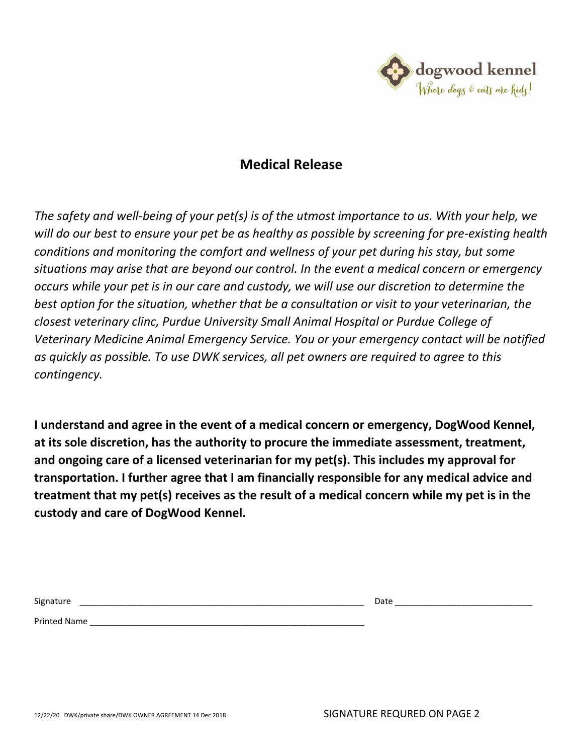dogwood kennel
Where dogs & cats are kids!

## Medical Release

*The safety and well-being of your pet(s) is of the utmost importance to us. With your help, we will do our best to ensure your pet be as healthy as possible by screening for pre-existing health conditions and monitoring the comfort and wellness of your pet during his stay, but some situations may arise that are beyond our control. In the event a medical concern or emergency occurs while your pet is in our care and custody, we will use our discretion to determine the best option for the situation, whether that be a consultation or visit to your veterinarian, the closest veterinary clinc, Purdue University Small Animal Hospital or Purdue College of Veterinary Medicine Animal Emergency Service. You or your emergency contact will be notified as quickly as possible. To use DWK services, all pet owners are required to agree to this contingency.*

**I understand and agree in the event of a medical concern or emergency, DogWood Kennel, at its sole discretion, has the authority to procure the immediate assessment, treatment, and ongoing care of a licensed veterinarian for my pet(s). This includes my approval for transportation. I further agree that I am financially responsible for any medical advice and treatment that my pet(s) receives as the result of a medical concern while my pet is in the custody and care of DogWood Kennel.**

Signature ____________________________________________ Date ______________________

Printed Name __________________________________________

12/22/20 DWK/private share/DWK OWNER AGREEMENT 14 Dec 2018

SIGNATURE REQURED ON PAGE 2